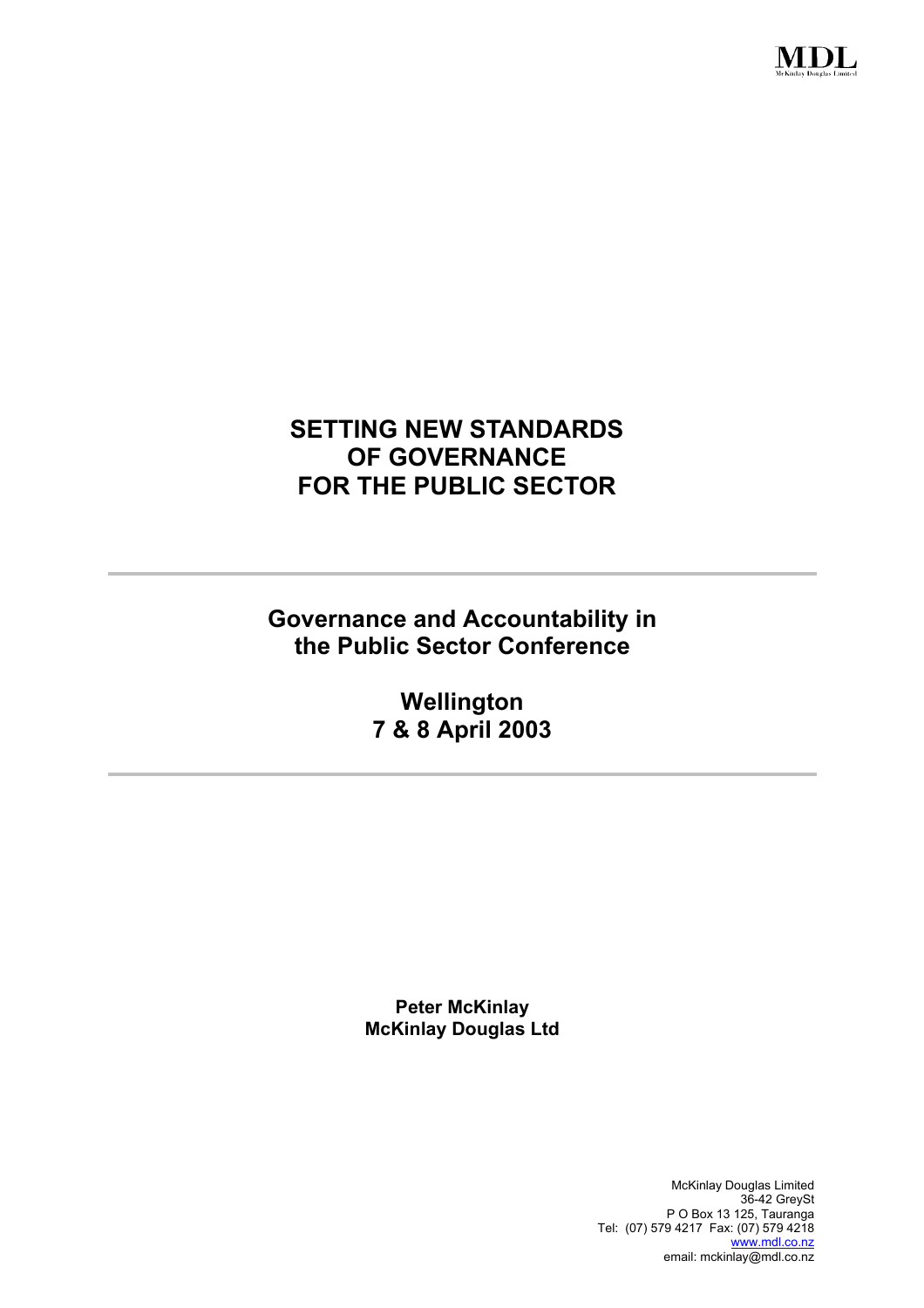MDL
McKinlay Douglas Limited

# SETTING NEW STANDARDS OF GOVERNANCE FOR THE PUBLIC SECTOR

---

## Governance and Accountability in the Public Sector Conference

## Wellington
## 7 & 8 April 2003

---

**Peter McKinlay**
**McKinlay Douglas Ltd**

McKinlay Douglas Limited
36-42 GreySt
P O Box 13 125, Tauranga
Tel: (07) 579 4217 Fax: (07) 579 4218
www.mdl.co.nz
email: mckinlay@mdl.co.nz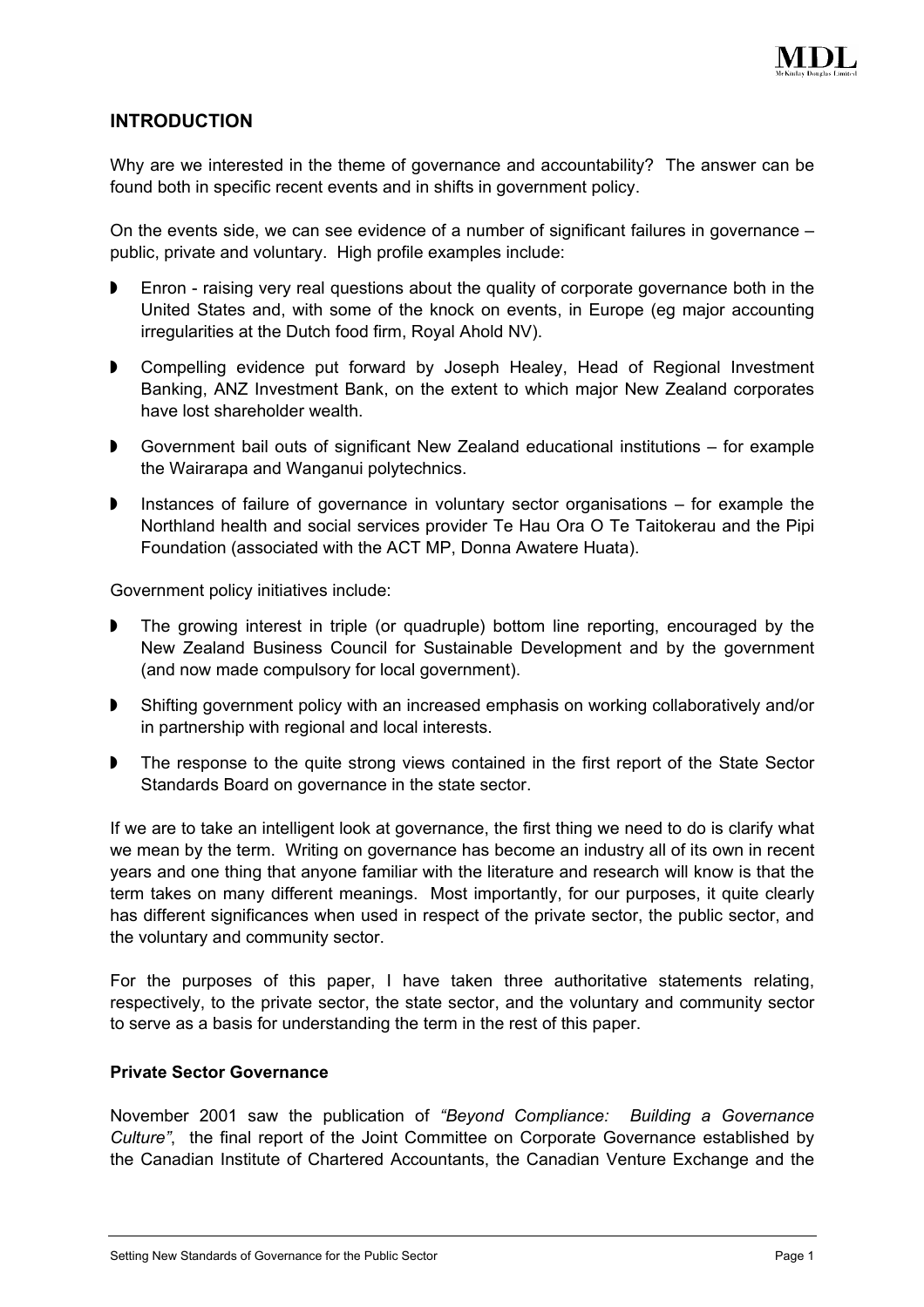## INTRODUCTION

Why are we interested in the theme of governance and accountability? The answer can be found both in specific recent events and in shifts in government policy.

On the events side, we can see evidence of a number of significant failures in governance – public, private and voluntary. High profile examples include:

- Enron - raising very real questions about the quality of corporate governance both in the United States and, with some of the knock on events, in Europe (eg major accounting irregularities at the Dutch food firm, Royal Ahold NV).
- Compelling evidence put forward by Joseph Healey, Head of Regional Investment Banking, ANZ Investment Bank, on the extent to which major New Zealand corporates have lost shareholder wealth.
- Government bail outs of significant New Zealand educational institutions – for example the Wairarapa and Wanganui polytechnics.
- Instances of failure of governance in voluntary sector organisations – for example the Northland health and social services provider Te Hau Ora O Te Taitokerau and the Pipi Foundation (associated with the ACT MP, Donna Awatere Huata).

Government policy initiatives include:

- The growing interest in triple (or quadruple) bottom line reporting, encouraged by the New Zealand Business Council for Sustainable Development and by the government (and now made compulsory for local government).
- Shifting government policy with an increased emphasis on working collaboratively and/or in partnership with regional and local interests.
- The response to the quite strong views contained in the first report of the State Sector Standards Board on governance in the state sector.

If we are to take an intelligent look at governance, the first thing we need to do is clarify what we mean by the term. Writing on governance has become an industry all of its own in recent years and one thing that anyone familiar with the literature and research will know is that the term takes on many different meanings. Most importantly, for our purposes, it quite clearly has different significances when used in respect of the private sector, the public sector, and the voluntary and community sector.

For the purposes of this paper, I have taken three authoritative statements relating, respectively, to the private sector, the state sector, and the voluntary and community sector to serve as a basis for understanding the term in the rest of this paper.

### Private Sector Governance

November 2001 saw the publication of *"Beyond Compliance: Building a Governance Culture"*, the final report of the Joint Committee on Corporate Governance established by the Canadian Institute of Chartered Accountants, the Canadian Venture Exchange and the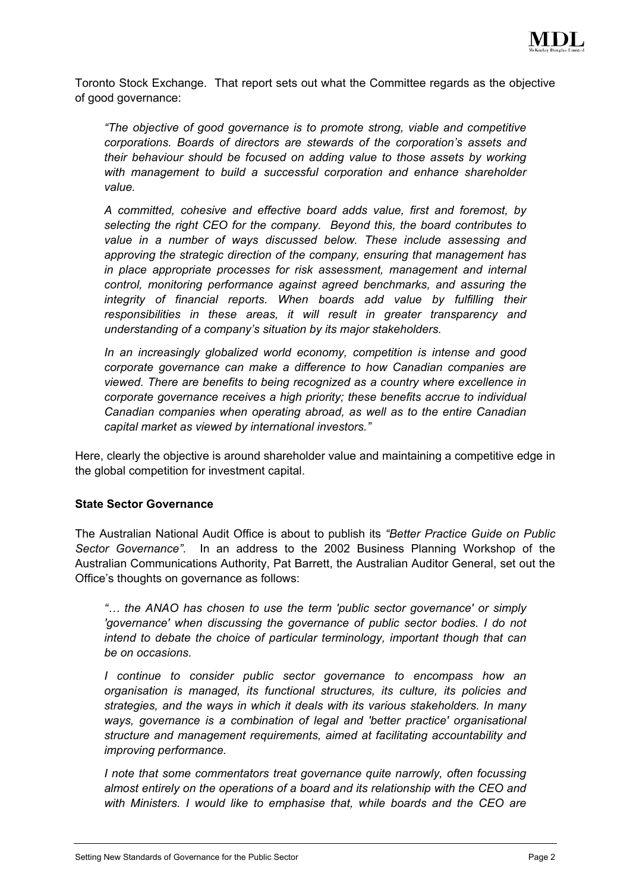Toronto Stock Exchange. That report sets out what the Committee regards as the objective of good governance:

> *"The objective of good governance is to promote strong, viable and competitive corporations. Boards of directors are stewards of the corporation's assets and their behaviour should be focused on adding value to those assets by working with management to build a successful corporation and enhance shareholder value.*
>
> *A committed, cohesive and effective board adds value, first and foremost, by selecting the right CEO for the company. Beyond this, the board contributes to value in a number of ways discussed below. These include assessing and approving the strategic direction of the company, ensuring that management has in place appropriate processes for risk assessment, management and internal control, monitoring performance against agreed benchmarks, and assuring the integrity of financial reports. When boards add value by fulfilling their responsibilities in these areas, it will result in greater transparency and understanding of a company's situation by its major stakeholders.*
>
> *In an increasingly globalized world economy, competition is intense and good corporate governance can make a difference to how Canadian companies are viewed. There are benefits to being recognized as a country where excellence in corporate governance receives a high priority; these benefits accrue to individual Canadian companies when operating abroad, as well as to the entire Canadian capital market as viewed by international investors."*

Here, clearly the objective is around shareholder value and maintaining a competitive edge in the global competition for investment capital.

**State Sector Governance**

The Australian National Audit Office is about to publish its *"Better Practice Guide on Public Sector Governance"*. In an address to the 2002 Business Planning Workshop of the Australian Communications Authority, Pat Barrett, the Australian Auditor General, set out the Office's thoughts on governance as follows:

> *"… the ANAO has chosen to use the term 'public sector governance' or simply 'governance' when discussing the governance of public sector bodies. I do not intend to debate the choice of particular terminology, important though that can be on occasions.*
>
> *I continue to consider public sector governance to encompass how an organisation is managed, its functional structures, its culture, its policies and strategies, and the ways in which it deals with its various stakeholders. In many ways, governance is a combination of legal and 'better practice' organisational structure and management requirements, aimed at facilitating accountability and improving performance.*
>
> *I note that some commentators treat governance quite narrowly, often focussing almost entirely on the operations of a board and its relationship with the CEO and with Ministers. I would like to emphasise that, while boards and the CEO are*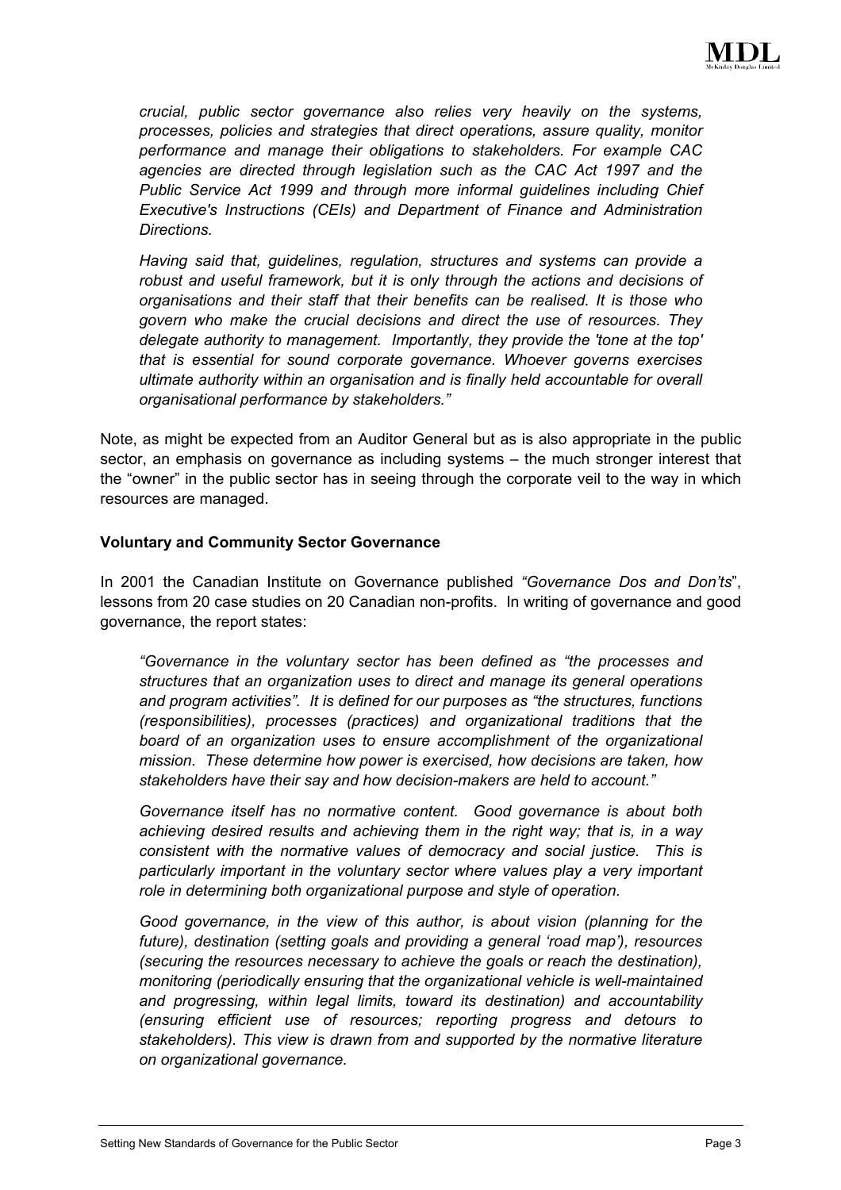*crucial, public sector governance also relies very heavily on the systems, processes, policies and strategies that direct operations, assure quality, monitor performance and manage their obligations to stakeholders. For example CAC agencies are directed through legislation such as the CAC Act 1997 and the Public Service Act 1999 and through more informal guidelines including Chief Executive's Instructions (CEIs) and Department of Finance and Administration Directions.*

*Having said that, guidelines, regulation, structures and systems can provide a robust and useful framework, but it is only through the actions and decisions of organisations and their staff that their benefits can be realised. It is those who govern who make the crucial decisions and direct the use of resources. They delegate authority to management. Importantly, they provide the 'tone at the top' that is essential for sound corporate governance. Whoever governs exercises ultimate authority within an organisation and is finally held accountable for overall organisational performance by stakeholders."*

Note, as might be expected from an Auditor General but as is also appropriate in the public sector, an emphasis on governance as including systems – the much stronger interest that the "owner" in the public sector has in seeing through the corporate veil to the way in which resources are managed.

**Voluntary and Community Sector Governance**

In 2001 the Canadian Institute on Governance published *"Governance Dos and Don'ts*", lessons from 20 case studies on 20 Canadian non-profits. In writing of governance and good governance, the report states:

*"Governance in the voluntary sector has been defined as "the processes and structures that an organization uses to direct and manage its general operations and program activities". It is defined for our purposes as "the structures, functions (responsibilities), processes (practices) and organizational traditions that the board of an organization uses to ensure accomplishment of the organizational mission. These determine how power is exercised, how decisions are taken, how stakeholders have their say and how decision-makers are held to account."*

*Governance itself has no normative content. Good governance is about both achieving desired results and achieving them in the right way; that is, in a way consistent with the normative values of democracy and social justice. This is particularly important in the voluntary sector where values play a very important role in determining both organizational purpose and style of operation.*

*Good governance, in the view of this author, is about vision (planning for the future), destination (setting goals and providing a general 'road map'), resources (securing the resources necessary to achieve the goals or reach the destination), monitoring (periodically ensuring that the organizational vehicle is well-maintained and progressing, within legal limits, toward its destination) and accountability (ensuring efficient use of resources; reporting progress and detours to stakeholders). This view is drawn from and supported by the normative literature on organizational governance.*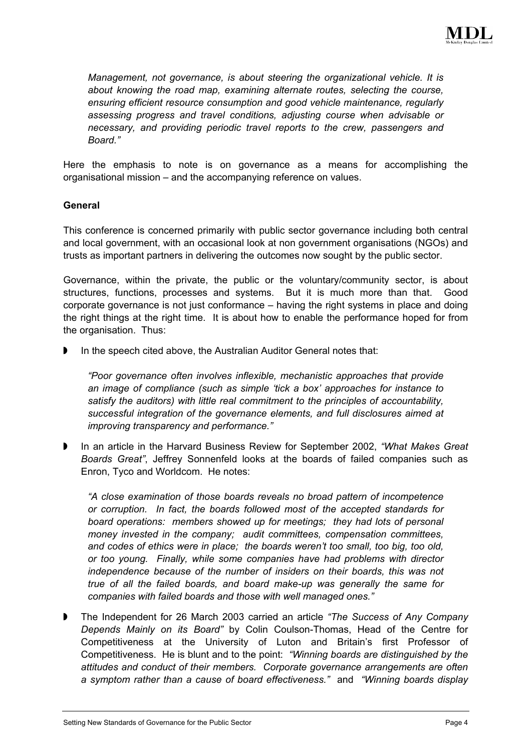> *Management, not governance, is about steering the organizational vehicle. It is about knowing the road map, examining alternate routes, selecting the course, ensuring efficient resource consumption and good vehicle maintenance, regularly assessing progress and travel conditions, adjusting course when advisable or necessary, and providing periodic travel reports to the crew, passengers and Board."*

Here the emphasis to note is on governance as a means for accomplishing the organisational mission – and the accompanying reference on values.

**General**

This conference is concerned primarily with public sector governance including both central and local government, with an occasional look at non government organisations (NGOs) and trusts as important partners in delivering the outcomes now sought by the public sector.

Governance, within the private, the public or the voluntary/community sector, is about structures, functions, processes and systems. But it is much more than that. Good corporate governance is not just conformance – having the right systems in place and doing the right things at the right time. It is about how to enable the performance hoped for from the organisation. Thus:

- In the speech cited above, the Australian Auditor General notes that:

  *"Poor governance often involves inflexible, mechanistic approaches that provide an image of compliance (such as simple 'tick a box' approaches for instance to satisfy the auditors) with little real commitment to the principles of accountability, successful integration of the governance elements, and full disclosures aimed at improving transparency and performance."*

- In an article in the Harvard Business Review for September 2002, *"What Makes Great Boards Great"*, Jeffrey Sonnenfeld looks at the boards of failed companies such as Enron, Tyco and Worldcom. He notes:

  *"A close examination of those boards reveals no broad pattern of incompetence or corruption. In fact, the boards followed most of the accepted standards for board operations: members showed up for meetings; they had lots of personal money invested in the company; audit committees, compensation committees, and codes of ethics were in place; the boards weren't too small, too big, too old, or too young. Finally, while some companies have had problems with director independence because of the number of insiders on their boards, this was not true of all the failed boards, and board make-up was generally the same for companies with failed boards and those with well managed ones."*

- The Independent for 26 March 2003 carried an article *"The Success of Any Company Depends Mainly on its Board"* by Colin Coulson-Thomas, Head of the Centre for Competitiveness at the University of Luton and Britain's first Professor of Competitiveness. He is blunt and to the point: *"Winning boards are distinguished by the attitudes and conduct of their members. Corporate governance arrangements are often a symptom rather than a cause of board effectiveness."* and *"Winning boards display*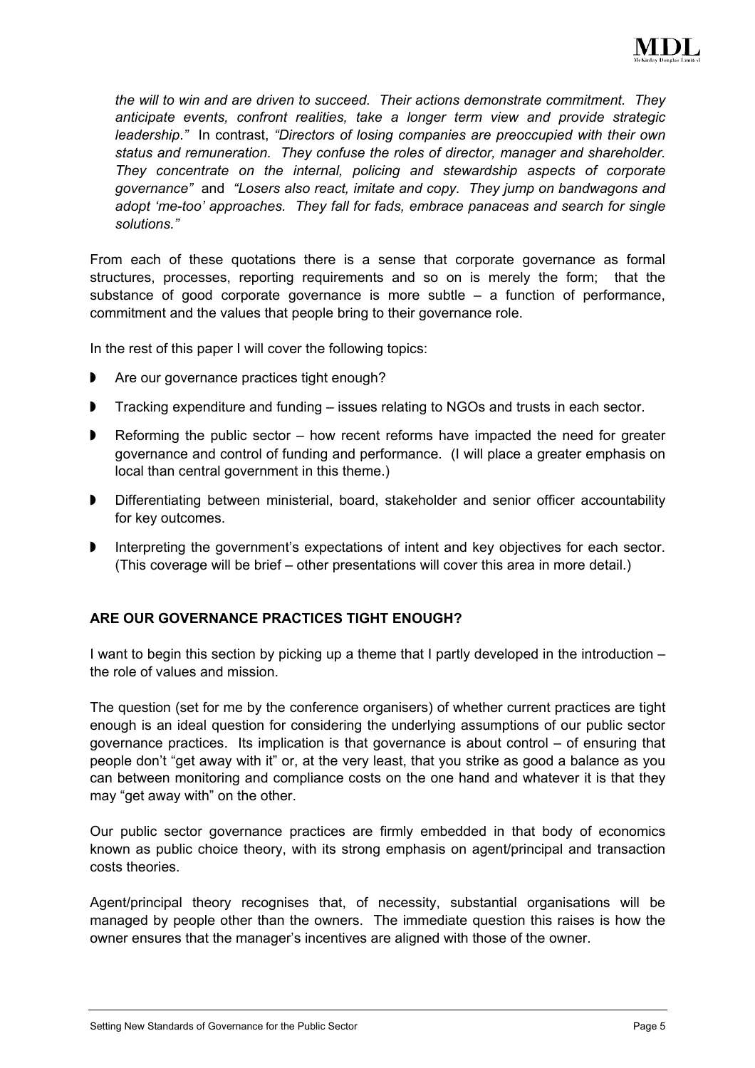*the will to win and are driven to succeed. Their actions demonstrate commitment. They anticipate events, confront realities, take a longer term view and provide strategic leadership."* In contrast, *"Directors of losing companies are preoccupied with their own status and remuneration. They confuse the roles of director, manager and shareholder. They concentrate on the internal, policing and stewardship aspects of corporate governance"* and *"Losers also react, imitate and copy. They jump on bandwagons and adopt 'me-too' approaches. They fall for fads, embrace panaceas and search for single solutions."*

From each of these quotations there is a sense that corporate governance as formal structures, processes, reporting requirements and so on is merely the form; that the substance of good corporate governance is more subtle – a function of performance, commitment and the values that people bring to their governance role.

In the rest of this paper I will cover the following topics:

- Are our governance practices tight enough?
- Tracking expenditure and funding – issues relating to NGOs and trusts in each sector.
- Reforming the public sector – how recent reforms have impacted the need for greater governance and control of funding and performance. (I will place a greater emphasis on local than central government in this theme.)
- Differentiating between ministerial, board, stakeholder and senior officer accountability for key outcomes.
- Interpreting the government's expectations of intent and key objectives for each sector. (This coverage will be brief – other presentations will cover this area in more detail.)

## ARE OUR GOVERNANCE PRACTICES TIGHT ENOUGH?

I want to begin this section by picking up a theme that I partly developed in the introduction – the role of values and mission.

The question (set for me by the conference organisers) of whether current practices are tight enough is an ideal question for considering the underlying assumptions of our public sector governance practices. Its implication is that governance is about control – of ensuring that people don't "get away with it" or, at the very least, that you strike as good a balance as you can between monitoring and compliance costs on the one hand and whatever it is that they may "get away with" on the other.

Our public sector governance practices are firmly embedded in that body of economics known as public choice theory, with its strong emphasis on agent/principal and transaction costs theories.

Agent/principal theory recognises that, of necessity, substantial organisations will be managed by people other than the owners. The immediate question this raises is how the owner ensures that the manager's incentives are aligned with those of the owner.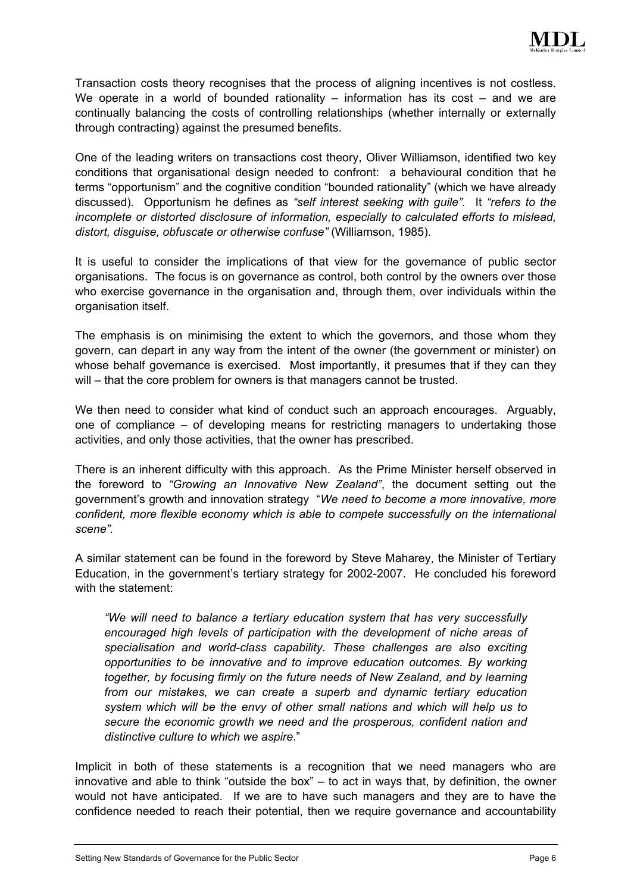Transaction costs theory recognises that the process of aligning incentives is not costless. We operate in a world of bounded rationality – information has its cost – and we are continually balancing the costs of controlling relationships (whether internally or externally through contracting) against the presumed benefits.

One of the leading writers on transactions cost theory, Oliver Williamson, identified two key conditions that organisational design needed to confront: a behavioural condition that he terms "opportunism" and the cognitive condition "bounded rationality" (which we have already discussed). Opportunism he defines as *"self interest seeking with guile".* It *"refers to the incomplete or distorted disclosure of information, especially to calculated efforts to mislead, distort, disguise, obfuscate or otherwise confuse"* (Williamson, 1985).

It is useful to consider the implications of that view for the governance of public sector organisations. The focus is on governance as control, both control by the owners over those who exercise governance in the organisation and, through them, over individuals within the organisation itself.

The emphasis is on minimising the extent to which the governors, and those whom they govern, can depart in any way from the intent of the owner (the government or minister) on whose behalf governance is exercised. Most importantly, it presumes that if they can they will – that the core problem for owners is that managers cannot be trusted.

We then need to consider what kind of conduct such an approach encourages. Arguably, one of compliance – of developing means for restricting managers to undertaking those activities, and only those activities, that the owner has prescribed.

There is an inherent difficulty with this approach. As the Prime Minister herself observed in the foreword to *"Growing an Innovative New Zealand"*, the document setting out the government's growth and innovation strategy "*We need to become a more innovative, more confident, more flexible economy which is able to compete successfully on the international scene".*

A similar statement can be found in the foreword by Steve Maharey, the Minister of Tertiary Education, in the government's tertiary strategy for 2002-2007. He concluded his foreword with the statement:

> *"We will need to balance a tertiary education system that has very successfully encouraged high levels of participation with the development of niche areas of specialisation and world-class capability. These challenges are also exciting opportunities to be innovative and to improve education outcomes. By working together, by focusing firmly on the future needs of New Zealand, and by learning from our mistakes, we can create a superb and dynamic tertiary education system which will be the envy of other small nations and which will help us to secure the economic growth we need and the prosperous, confident nation and distinctive culture to which we aspire*."

Implicit in both of these statements is a recognition that we need managers who are innovative and able to think "outside the box" – to act in ways that, by definition, the owner would not have anticipated. If we are to have such managers and they are to have the confidence needed to reach their potential, then we require governance and accountability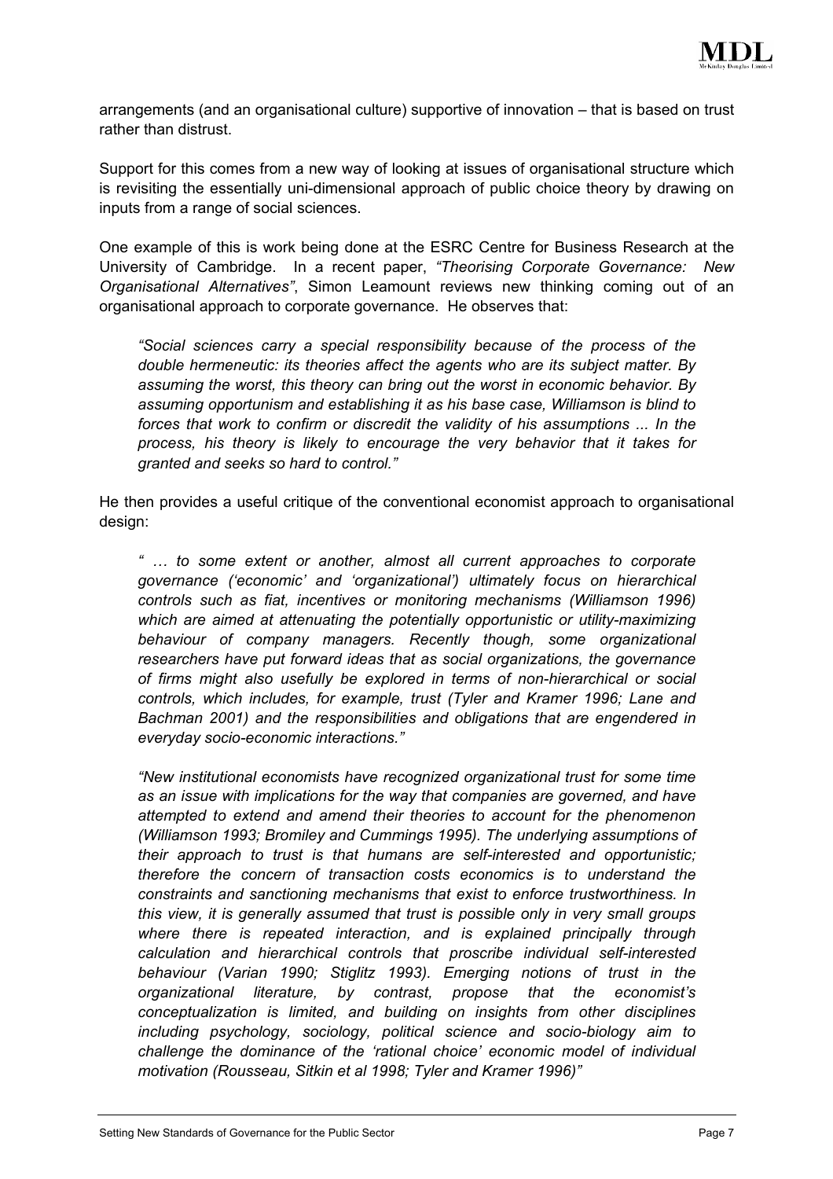arrangements (and an organisational culture) supportive of innovation – that is based on trust rather than distrust.

Support for this comes from a new way of looking at issues of organisational structure which is revisiting the essentially uni-dimensional approach of public choice theory by drawing on inputs from a range of social sciences.

One example of this is work being done at the ESRC Centre for Business Research at the University of Cambridge. In a recent paper, *"Theorising Corporate Governance: New Organisational Alternatives"*, Simon Leamount reviews new thinking coming out of an organisational approach to corporate governance. He observes that:

> *"Social sciences carry a special responsibility because of the process of the double hermeneutic: its theories affect the agents who are its subject matter. By assuming the worst, this theory can bring out the worst in economic behavior. By assuming opportunism and establishing it as his base case, Williamson is blind to forces that work to confirm or discredit the validity of his assumptions ... In the process, his theory is likely to encourage the very behavior that it takes for granted and seeks so hard to control."*

He then provides a useful critique of the conventional economist approach to organisational design:

> *" … to some extent or another, almost all current approaches to corporate governance ('economic' and 'organizational') ultimately focus on hierarchical controls such as fiat, incentives or monitoring mechanisms (Williamson 1996) which are aimed at attenuating the potentially opportunistic or utility-maximizing behaviour of company managers. Recently though, some organizational researchers have put forward ideas that as social organizations, the governance of firms might also usefully be explored in terms of non-hierarchical or social controls, which includes, for example, trust (Tyler and Kramer 1996; Lane and Bachman 2001) and the responsibilities and obligations that are engendered in everyday socio-economic interactions."*
>
> *"New institutional economists have recognized organizational trust for some time as an issue with implications for the way that companies are governed, and have attempted to extend and amend their theories to account for the phenomenon (Williamson 1993; Bromiley and Cummings 1995). The underlying assumptions of their approach to trust is that humans are self-interested and opportunistic; therefore the concern of transaction costs economics is to understand the constraints and sanctioning mechanisms that exist to enforce trustworthiness. In this view, it is generally assumed that trust is possible only in very small groups where there is repeated interaction, and is explained principally through calculation and hierarchical controls that proscribe individual self-interested behaviour (Varian 1990; Stiglitz 1993). Emerging notions of trust in the organizational literature, by contrast, propose that the economist's conceptualization is limited, and building on insights from other disciplines including psychology, sociology, political science and socio-biology aim to challenge the dominance of the 'rational choice' economic model of individual motivation (Rousseau, Sitkin et al 1998; Tyler and Kramer 1996)"*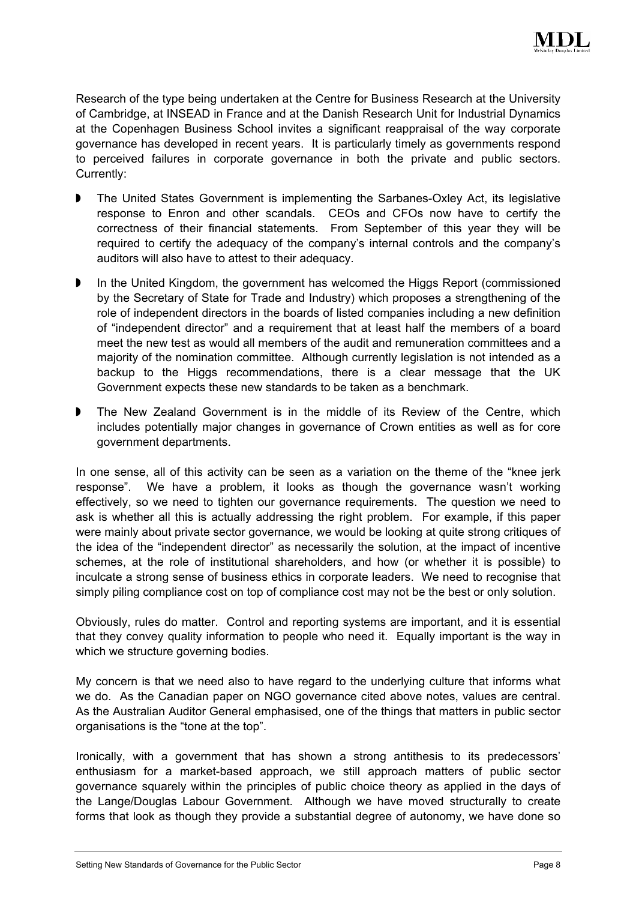Research of the type being undertaken at the Centre for Business Research at the University of Cambridge, at INSEAD in France and at the Danish Research Unit for Industrial Dynamics at the Copenhagen Business School invites a significant reappraisal of the way corporate governance has developed in recent years. It is particularly timely as governments respond to perceived failures in corporate governance in both the private and public sectors. Currently:

- The United States Government is implementing the Sarbanes-Oxley Act, its legislative response to Enron and other scandals. CEOs and CFOs now have to certify the correctness of their financial statements. From September of this year they will be required to certify the adequacy of the company's internal controls and the company's auditors will also have to attest to their adequacy.
- In the United Kingdom, the government has welcomed the Higgs Report (commissioned by the Secretary of State for Trade and Industry) which proposes a strengthening of the role of independent directors in the boards of listed companies including a new definition of "independent director" and a requirement that at least half the members of a board meet the new test as would all members of the audit and remuneration committees and a majority of the nomination committee. Although currently legislation is not intended as a backup to the Higgs recommendations, there is a clear message that the UK Government expects these new standards to be taken as a benchmark.
- The New Zealand Government is in the middle of its Review of the Centre, which includes potentially major changes in governance of Crown entities as well as for core government departments.

In one sense, all of this activity can be seen as a variation on the theme of the "knee jerk response". We have a problem, it looks as though the governance wasn't working effectively, so we need to tighten our governance requirements. The question we need to ask is whether all this is actually addressing the right problem. For example, if this paper were mainly about private sector governance, we would be looking at quite strong critiques of the idea of the "independent director" as necessarily the solution, at the impact of incentive schemes, at the role of institutional shareholders, and how (or whether it is possible) to inculcate a strong sense of business ethics in corporate leaders. We need to recognise that simply piling compliance cost on top of compliance cost may not be the best or only solution.

Obviously, rules do matter. Control and reporting systems are important, and it is essential that they convey quality information to people who need it. Equally important is the way in which we structure governing bodies.

My concern is that we need also to have regard to the underlying culture that informs what we do. As the Canadian paper on NGO governance cited above notes, values are central. As the Australian Auditor General emphasised, one of the things that matters in public sector organisations is the "tone at the top".

Ironically, with a government that has shown a strong antithesis to its predecessors' enthusiasm for a market-based approach, we still approach matters of public sector governance squarely within the principles of public choice theory as applied in the days of the Lange/Douglas Labour Government. Although we have moved structurally to create forms that look as though they provide a substantial degree of autonomy, we have done so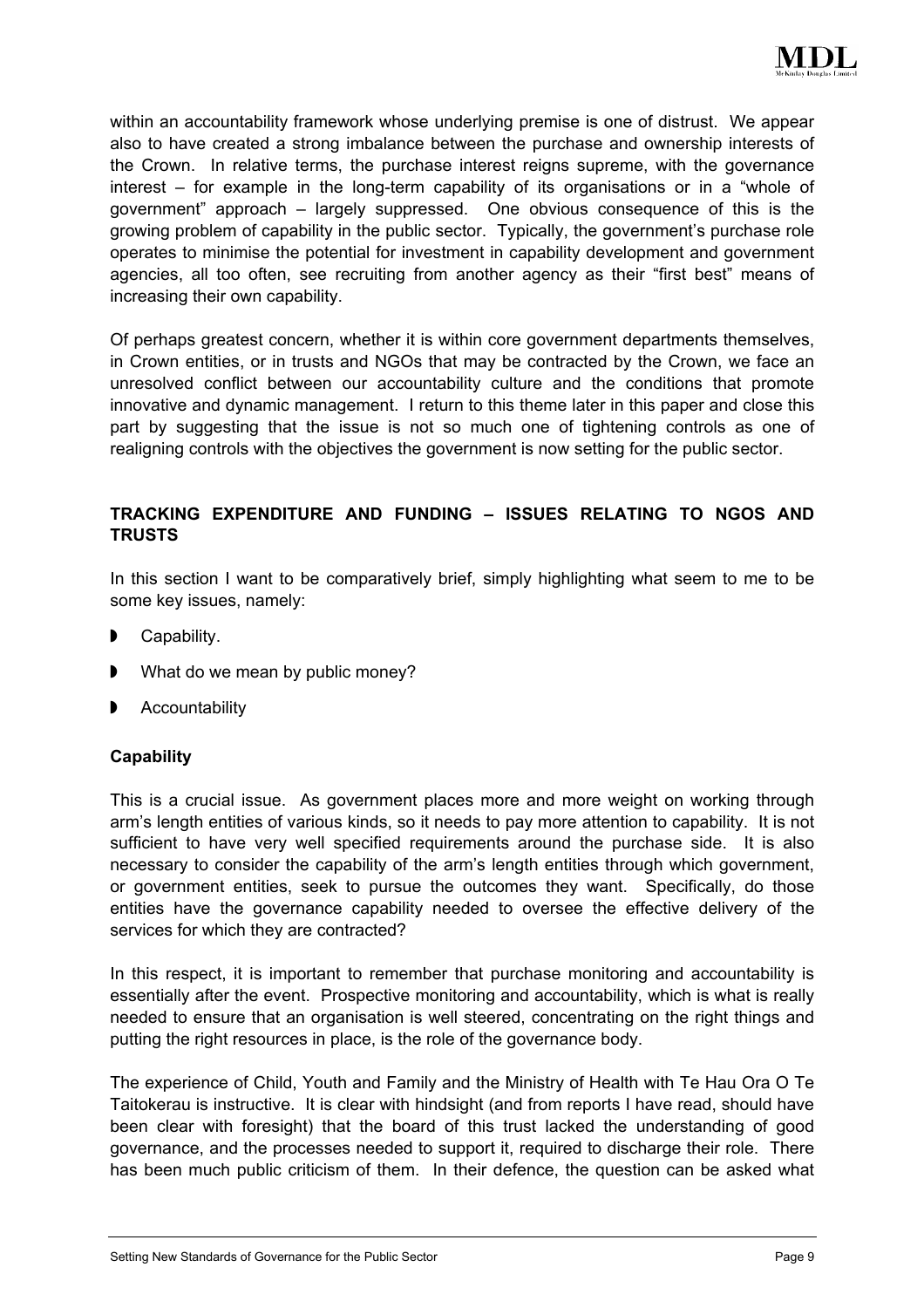within an accountability framework whose underlying premise is one of distrust. We appear also to have created a strong imbalance between the purchase and ownership interests of the Crown. In relative terms, the purchase interest reigns supreme, with the governance interest – for example in the long-term capability of its organisations or in a "whole of government" approach – largely suppressed. One obvious consequence of this is the growing problem of capability in the public sector. Typically, the government's purchase role operates to minimise the potential for investment in capability development and government agencies, all too often, see recruiting from another agency as their "first best" means of increasing their own capability.

Of perhaps greatest concern, whether it is within core government departments themselves, in Crown entities, or in trusts and NGOs that may be contracted by the Crown, we face an unresolved conflict between our accountability culture and the conditions that promote innovative and dynamic management. I return to this theme later in this paper and close this part by suggesting that the issue is not so much one of tightening controls as one of realigning controls with the objectives the government is now setting for the public sector.

## TRACKING EXPENDITURE AND FUNDING – ISSUES RELATING TO NGOS AND TRUSTS

In this section I want to be comparatively brief, simply highlighting what seem to me to be some key issues, namely:

- Capability.
- What do we mean by public money?
- Accountability

### Capability

This is a crucial issue. As government places more and more weight on working through arm's length entities of various kinds, so it needs to pay more attention to capability. It is not sufficient to have very well specified requirements around the purchase side. It is also necessary to consider the capability of the arm's length entities through which government, or government entities, seek to pursue the outcomes they want. Specifically, do those entities have the governance capability needed to oversee the effective delivery of the services for which they are contracted?

In this respect, it is important to remember that purchase monitoring and accountability is essentially after the event. Prospective monitoring and accountability, which is what is really needed to ensure that an organisation is well steered, concentrating on the right things and putting the right resources in place, is the role of the governance body.

The experience of Child, Youth and Family and the Ministry of Health with Te Hau Ora O Te Taitokerau is instructive. It is clear with hindsight (and from reports I have read, should have been clear with foresight) that the board of this trust lacked the understanding of good governance, and the processes needed to support it, required to discharge their role. There has been much public criticism of them. In their defence, the question can be asked what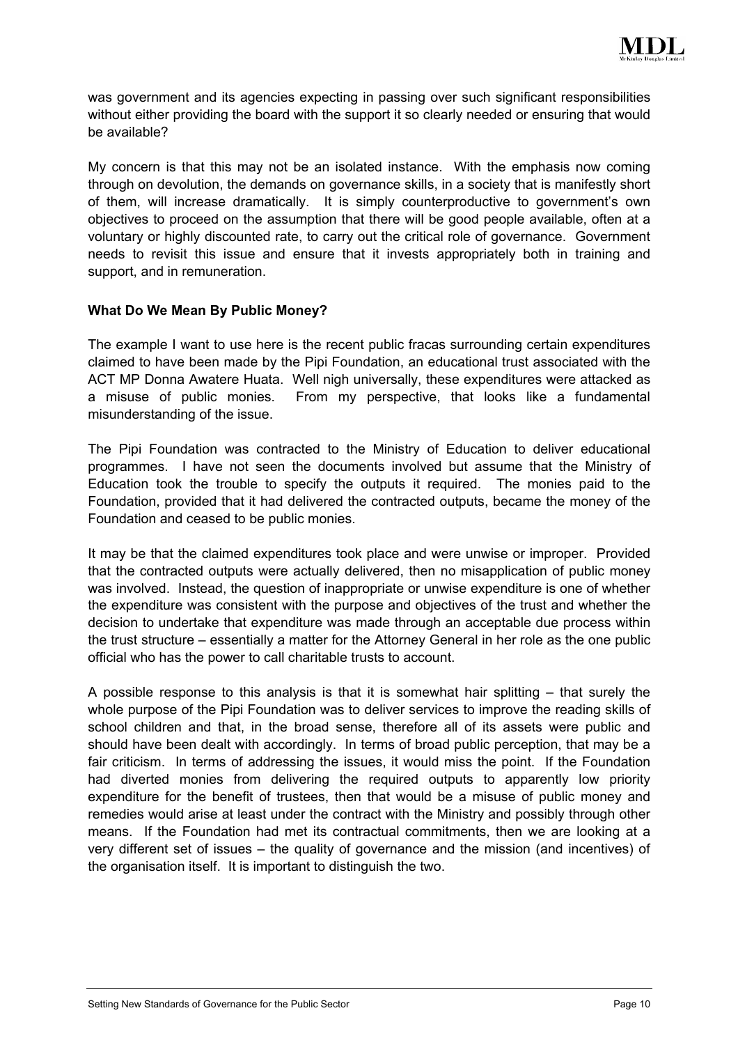was government and its agencies expecting in passing over such significant responsibilities without either providing the board with the support it so clearly needed or ensuring that would be available?

My concern is that this may not be an isolated instance. With the emphasis now coming through on devolution, the demands on governance skills, in a society that is manifestly short of them, will increase dramatically. It is simply counterproductive to government's own objectives to proceed on the assumption that there will be good people available, often at a voluntary or highly discounted rate, to carry out the critical role of governance. Government needs to revisit this issue and ensure that it invests appropriately both in training and support, and in remuneration.

**What Do We Mean By Public Money?**

The example I want to use here is the recent public fracas surrounding certain expenditures claimed to have been made by the Pipi Foundation, an educational trust associated with the ACT MP Donna Awatere Huata. Well nigh universally, these expenditures were attacked as a misuse of public monies. From my perspective, that looks like a fundamental misunderstanding of the issue.

The Pipi Foundation was contracted to the Ministry of Education to deliver educational programmes. I have not seen the documents involved but assume that the Ministry of Education took the trouble to specify the outputs it required. The monies paid to the Foundation, provided that it had delivered the contracted outputs, became the money of the Foundation and ceased to be public monies.

It may be that the claimed expenditures took place and were unwise or improper. Provided that the contracted outputs were actually delivered, then no misapplication of public money was involved. Instead, the question of inappropriate or unwise expenditure is one of whether the expenditure was consistent with the purpose and objectives of the trust and whether the decision to undertake that expenditure was made through an acceptable due process within the trust structure – essentially a matter for the Attorney General in her role as the one public official who has the power to call charitable trusts to account.

A possible response to this analysis is that it is somewhat hair splitting – that surely the whole purpose of the Pipi Foundation was to deliver services to improve the reading skills of school children and that, in the broad sense, therefore all of its assets were public and should have been dealt with accordingly. In terms of broad public perception, that may be a fair criticism. In terms of addressing the issues, it would miss the point. If the Foundation had diverted monies from delivering the required outputs to apparently low priority expenditure for the benefit of trustees, then that would be a misuse of public money and remedies would arise at least under the contract with the Ministry and possibly through other means. If the Foundation had met its contractual commitments, then we are looking at a very different set of issues – the quality of governance and the mission (and incentives) of the organisation itself. It is important to distinguish the two.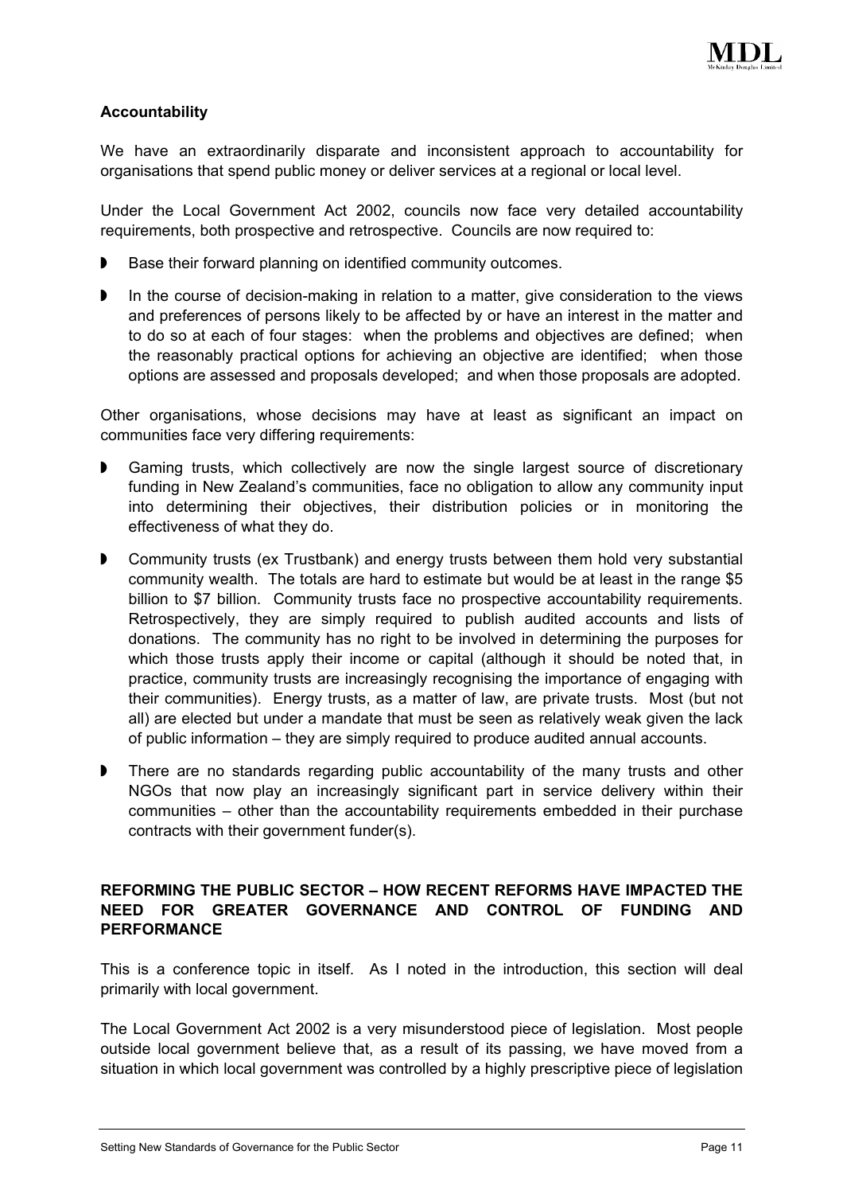**Accountability**

We have an extraordinarily disparate and inconsistent approach to accountability for organisations that spend public money or deliver services at a regional or local level.

Under the Local Government Act 2002, councils now face very detailed accountability requirements, both prospective and retrospective. Councils are now required to:

- Base their forward planning on identified community outcomes.
- In the course of decision-making in relation to a matter, give consideration to the views and preferences of persons likely to be affected by or have an interest in the matter and to do so at each of four stages: when the problems and objectives are defined; when the reasonably practical options for achieving an objective are identified; when those options are assessed and proposals developed; and when those proposals are adopted.

Other organisations, whose decisions may have at least as significant an impact on communities face very differing requirements:

- Gaming trusts, which collectively are now the single largest source of discretionary funding in New Zealand's communities, face no obligation to allow any community input into determining their objectives, their distribution policies or in monitoring the effectiveness of what they do.
- Community trusts (ex Trustbank) and energy trusts between them hold very substantial community wealth. The totals are hard to estimate but would be at least in the range \$5 billion to \$7 billion. Community trusts face no prospective accountability requirements. Retrospectively, they are simply required to publish audited accounts and lists of donations. The community has no right to be involved in determining the purposes for which those trusts apply their income or capital (although it should be noted that, in practice, community trusts are increasingly recognising the importance of engaging with their communities). Energy trusts, as a matter of law, are private trusts. Most (but not all) are elected but under a mandate that must be seen as relatively weak given the lack of public information – they are simply required to produce audited annual accounts.
- There are no standards regarding public accountability of the many trusts and other NGOs that now play an increasingly significant part in service delivery within their communities – other than the accountability requirements embedded in their purchase contracts with their government funder(s).

## REFORMING THE PUBLIC SECTOR – HOW RECENT REFORMS HAVE IMPACTED THE NEED FOR GREATER GOVERNANCE AND CONTROL OF FUNDING AND PERFORMANCE

This is a conference topic in itself. As I noted in the introduction, this section will deal primarily with local government.

The Local Government Act 2002 is a very misunderstood piece of legislation. Most people outside local government believe that, as a result of its passing, we have moved from a situation in which local government was controlled by a highly prescriptive piece of legislation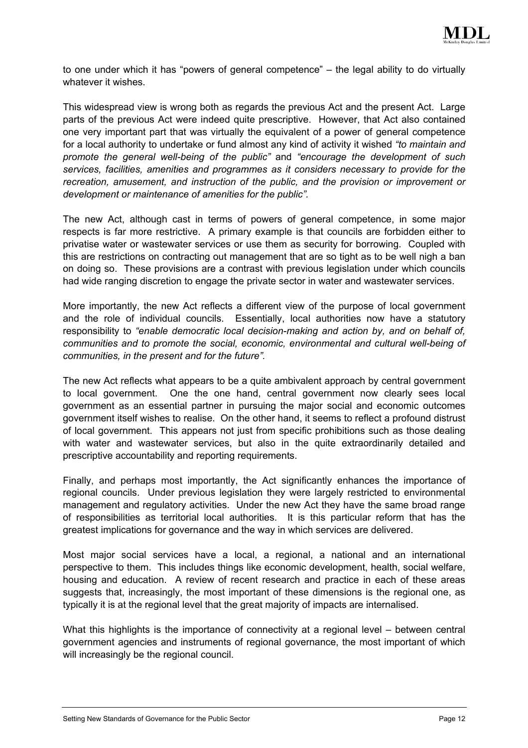to one under which it has "powers of general competence" – the legal ability to do virtually whatever it wishes.

This widespread view is wrong both as regards the previous Act and the present Act. Large parts of the previous Act were indeed quite prescriptive. However, that Act also contained one very important part that was virtually the equivalent of a power of general competence for a local authority to undertake or fund almost any kind of activity it wished *"to maintain and promote the general well-being of the public"* and *"encourage the development of such services, facilities, amenities and programmes as it considers necessary to provide for the recreation, amusement, and instruction of the public, and the provision or improvement or development or maintenance of amenities for the public".*

The new Act, although cast in terms of powers of general competence, in some major respects is far more restrictive. A primary example is that councils are forbidden either to privatise water or wastewater services or use them as security for borrowing. Coupled with this are restrictions on contracting out management that are so tight as to be well nigh a ban on doing so. These provisions are a contrast with previous legislation under which councils had wide ranging discretion to engage the private sector in water and wastewater services.

More importantly, the new Act reflects a different view of the purpose of local government and the role of individual councils. Essentially, local authorities now have a statutory responsibility to *"enable democratic local decision-making and action by, and on behalf of, communities and to promote the social, economic, environmental and cultural well-being of communities, in the present and for the future".*

The new Act reflects what appears to be a quite ambivalent approach by central government to local government. One the one hand, central government now clearly sees local government as an essential partner in pursuing the major social and economic outcomes government itself wishes to realise. On the other hand, it seems to reflect a profound distrust of local government. This appears not just from specific prohibitions such as those dealing with water and wastewater services, but also in the quite extraordinarily detailed and prescriptive accountability and reporting requirements.

Finally, and perhaps most importantly, the Act significantly enhances the importance of regional councils. Under previous legislation they were largely restricted to environmental management and regulatory activities. Under the new Act they have the same broad range of responsibilities as territorial local authorities. It is this particular reform that has the greatest implications for governance and the way in which services are delivered.

Most major social services have a local, a regional, a national and an international perspective to them. This includes things like economic development, health, social welfare, housing and education. A review of recent research and practice in each of these areas suggests that, increasingly, the most important of these dimensions is the regional one, as typically it is at the regional level that the great majority of impacts are internalised.

What this highlights is the importance of connectivity at a regional level – between central government agencies and instruments of regional governance, the most important of which will increasingly be the regional council.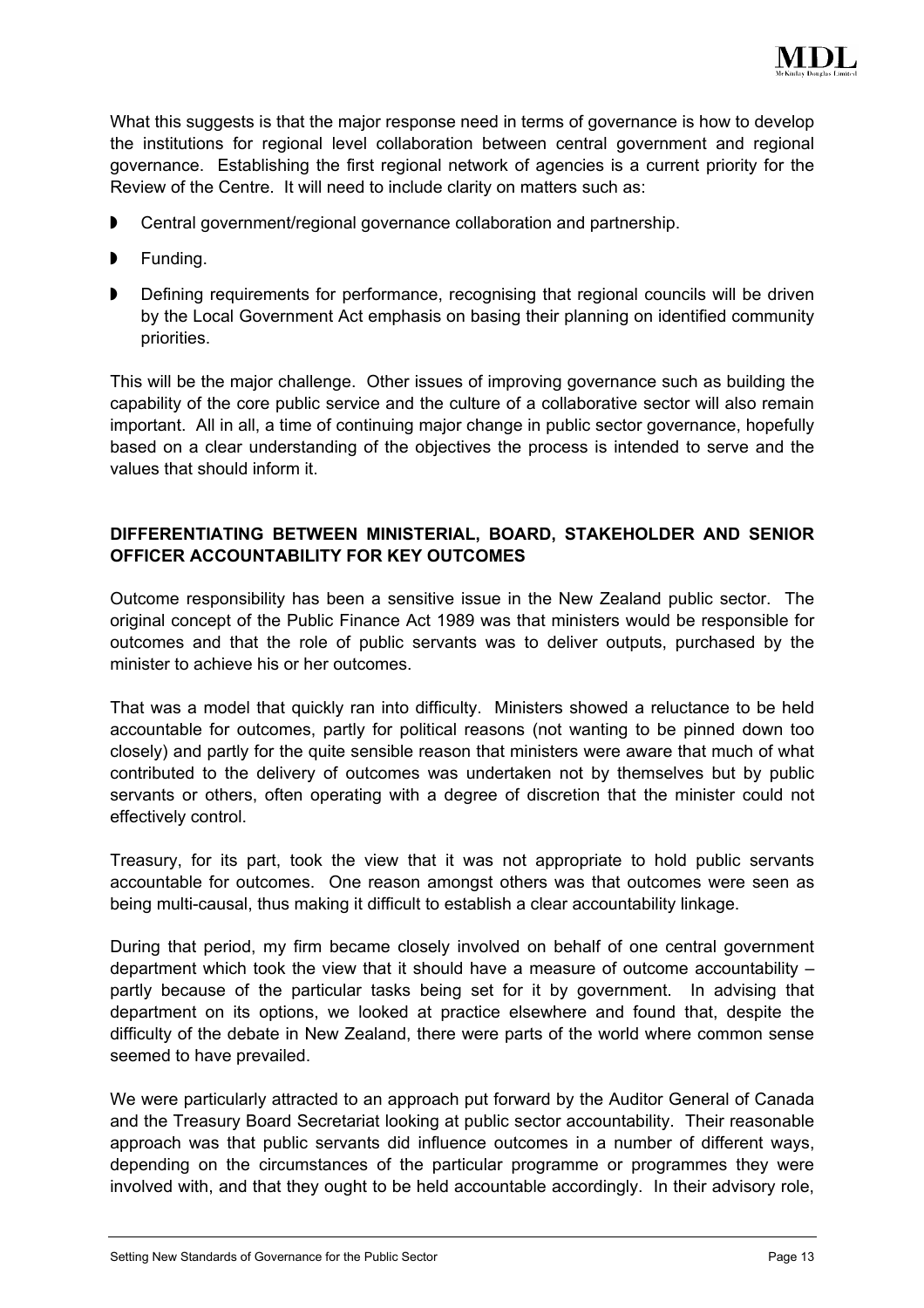What this suggests is that the major response need in terms of governance is how to develop the institutions for regional level collaboration between central government and regional governance. Establishing the first regional network of agencies is a current priority for the Review of the Centre. It will need to include clarity on matters such as:

- Central government/regional governance collaboration and partnership.
- Funding.
- Defining requirements for performance, recognising that regional councils will be driven by the Local Government Act emphasis on basing their planning on identified community priorities.

This will be the major challenge. Other issues of improving governance such as building the capability of the core public service and the culture of a collaborative sector will also remain important. All in all, a time of continuing major change in public sector governance, hopefully based on a clear understanding of the objectives the process is intended to serve and the values that should inform it.

## DIFFERENTIATING BETWEEN MINISTERIAL, BOARD, STAKEHOLDER AND SENIOR OFFICER ACCOUNTABILITY FOR KEY OUTCOMES

Outcome responsibility has been a sensitive issue in the New Zealand public sector. The original concept of the Public Finance Act 1989 was that ministers would be responsible for outcomes and that the role of public servants was to deliver outputs, purchased by the minister to achieve his or her outcomes.

That was a model that quickly ran into difficulty. Ministers showed a reluctance to be held accountable for outcomes, partly for political reasons (not wanting to be pinned down too closely) and partly for the quite sensible reason that ministers were aware that much of what contributed to the delivery of outcomes was undertaken not by themselves but by public servants or others, often operating with a degree of discretion that the minister could not effectively control.

Treasury, for its part, took the view that it was not appropriate to hold public servants accountable for outcomes. One reason amongst others was that outcomes were seen as being multi-causal, thus making it difficult to establish a clear accountability linkage.

During that period, my firm became closely involved on behalf of one central government department which took the view that it should have a measure of outcome accountability – partly because of the particular tasks being set for it by government. In advising that department on its options, we looked at practice elsewhere and found that, despite the difficulty of the debate in New Zealand, there were parts of the world where common sense seemed to have prevailed.

We were particularly attracted to an approach put forward by the Auditor General of Canada and the Treasury Board Secretariat looking at public sector accountability. Their reasonable approach was that public servants did influence outcomes in a number of different ways, depending on the circumstances of the particular programme or programmes they were involved with, and that they ought to be held accountable accordingly. In their advisory role,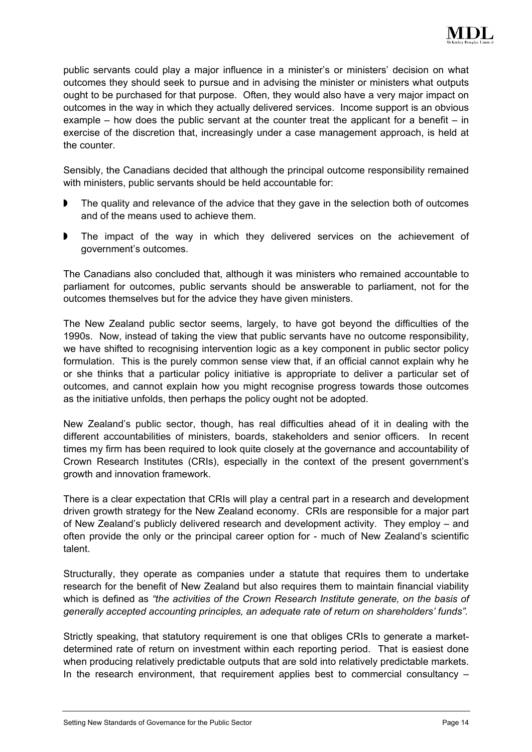public servants could play a major influence in a minister's or ministers' decision on what outcomes they should seek to pursue and in advising the minister or ministers what outputs ought to be purchased for that purpose. Often, they would also have a very major impact on outcomes in the way in which they actually delivered services. Income support is an obvious example – how does the public servant at the counter treat the applicant for a benefit – in exercise of the discretion that, increasingly under a case management approach, is held at the counter.

Sensibly, the Canadians decided that although the principal outcome responsibility remained with ministers, public servants should be held accountable for:

- The quality and relevance of the advice that they gave in the selection both of outcomes and of the means used to achieve them.
- The impact of the way in which they delivered services on the achievement of government's outcomes.

The Canadians also concluded that, although it was ministers who remained accountable to parliament for outcomes, public servants should be answerable to parliament, not for the outcomes themselves but for the advice they have given ministers.

The New Zealand public sector seems, largely, to have got beyond the difficulties of the 1990s. Now, instead of taking the view that public servants have no outcome responsibility, we have shifted to recognising intervention logic as a key component in public sector policy formulation. This is the purely common sense view that, if an official cannot explain why he or she thinks that a particular policy initiative is appropriate to deliver a particular set of outcomes, and cannot explain how you might recognise progress towards those outcomes as the initiative unfolds, then perhaps the policy ought not be adopted.

New Zealand's public sector, though, has real difficulties ahead of it in dealing with the different accountabilities of ministers, boards, stakeholders and senior officers. In recent times my firm has been required to look quite closely at the governance and accountability of Crown Research Institutes (CRIs), especially in the context of the present government's growth and innovation framework.

There is a clear expectation that CRIs will play a central part in a research and development driven growth strategy for the New Zealand economy. CRIs are responsible for a major part of New Zealand's publicly delivered research and development activity. They employ – and often provide the only or the principal career option for - much of New Zealand's scientific talent.

Structurally, they operate as companies under a statute that requires them to undertake research for the benefit of New Zealand but also requires them to maintain financial viability which is defined as *"the activities of the Crown Research Institute generate, on the basis of generally accepted accounting principles, an adequate rate of return on shareholders' funds".*

Strictly speaking, that statutory requirement is one that obliges CRIs to generate a market-determined rate of return on investment within each reporting period. That is easiest done when producing relatively predictable outputs that are sold into relatively predictable markets. In the research environment, that requirement applies best to commercial consultancy –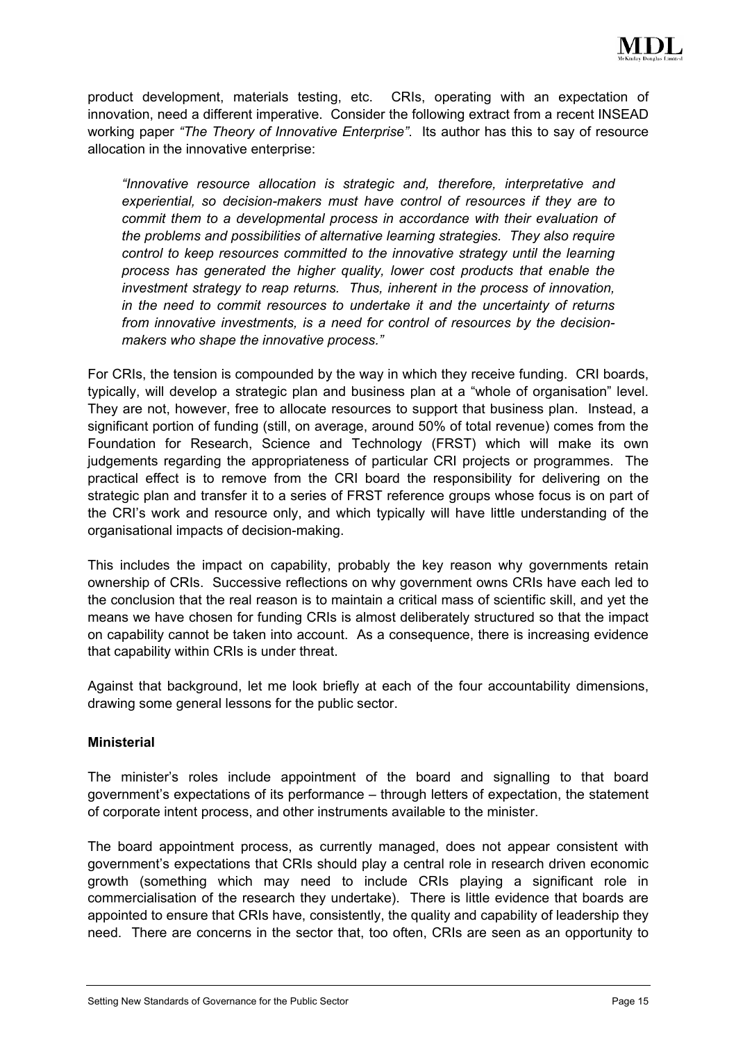product development, materials testing, etc. CRIs, operating with an expectation of innovation, need a different imperative. Consider the following extract from a recent INSEAD working paper *"The Theory of Innovative Enterprise"*. Its author has this to say of resource allocation in the innovative enterprise:

> *"Innovative resource allocation is strategic and, therefore, interpretative and experiential, so decision-makers must have control of resources if they are to commit them to a developmental process in accordance with their evaluation of the problems and possibilities of alternative learning strategies. They also require control to keep resources committed to the innovative strategy until the learning process has generated the higher quality, lower cost products that enable the investment strategy to reap returns. Thus, inherent in the process of innovation, in the need to commit resources to undertake it and the uncertainty of returns from innovative investments, is a need for control of resources by the decision-makers who shape the innovative process."*

For CRIs, the tension is compounded by the way in which they receive funding. CRI boards, typically, will develop a strategic plan and business plan at a "whole of organisation" level. They are not, however, free to allocate resources to support that business plan. Instead, a significant portion of funding (still, on average, around 50% of total revenue) comes from the Foundation for Research, Science and Technology (FRST) which will make its own judgements regarding the appropriateness of particular CRI projects or programmes. The practical effect is to remove from the CRI board the responsibility for delivering on the strategic plan and transfer it to a series of FRST reference groups whose focus is on part of the CRI's work and resource only, and which typically will have little understanding of the organisational impacts of decision-making.

This includes the impact on capability, probably the key reason why governments retain ownership of CRIs. Successive reflections on why government owns CRIs have each led to the conclusion that the real reason is to maintain a critical mass of scientific skill, and yet the means we have chosen for funding CRIs is almost deliberately structured so that the impact on capability cannot be taken into account. As a consequence, there is increasing evidence that capability within CRIs is under threat.

Against that background, let me look briefly at each of the four accountability dimensions, drawing some general lessons for the public sector.

**Ministerial**

The minister's roles include appointment of the board and signalling to that board government's expectations of its performance – through letters of expectation, the statement of corporate intent process, and other instruments available to the minister.

The board appointment process, as currently managed, does not appear consistent with government's expectations that CRIs should play a central role in research driven economic growth (something which may need to include CRIs playing a significant role in commercialisation of the research they undertake). There is little evidence that boards are appointed to ensure that CRIs have, consistently, the quality and capability of leadership they need. There are concerns in the sector that, too often, CRIs are seen as an opportunity to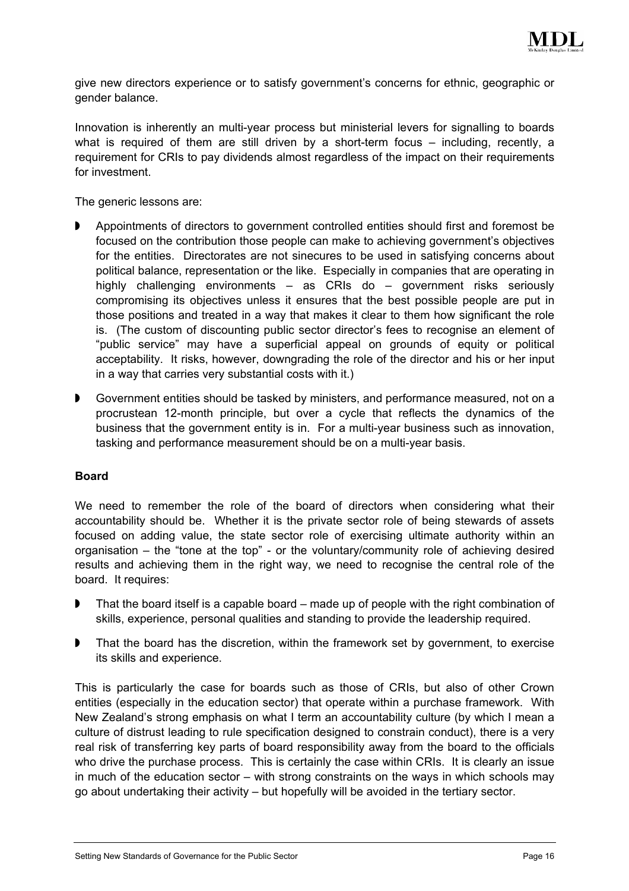give new directors experience or to satisfy government's concerns for ethnic, geographic or gender balance.

Innovation is inherently an multi-year process but ministerial levers for signalling to boards what is required of them are still driven by a short-term focus – including, recently, a requirement for CRIs to pay dividends almost regardless of the impact on their requirements for investment.

The generic lessons are:

- Appointments of directors to government controlled entities should first and foremost be focused on the contribution those people can make to achieving government's objectives for the entities. Directorates are not sinecures to be used in satisfying concerns about political balance, representation or the like. Especially in companies that are operating in highly challenging environments – as CRIs do – government risks seriously compromising its objectives unless it ensures that the best possible people are put in those positions and treated in a way that makes it clear to them how significant the role is. (The custom of discounting public sector director's fees to recognise an element of "public service" may have a superficial appeal on grounds of equity or political acceptability. It risks, however, downgrading the role of the director and his or her input in a way that carries very substantial costs with it.)
- Government entities should be tasked by ministers, and performance measured, not on a procrustean 12-month principle, but over a cycle that reflects the dynamics of the business that the government entity is in. For a multi-year business such as innovation, tasking and performance measurement should be on a multi-year basis.

**Board**

We need to remember the role of the board of directors when considering what their accountability should be. Whether it is the private sector role of being stewards of assets focused on adding value, the state sector role of exercising ultimate authority within an organisation – the "tone at the top" - or the voluntary/community role of achieving desired results and achieving them in the right way, we need to recognise the central role of the board. It requires:

- That the board itself is a capable board – made up of people with the right combination of skills, experience, personal qualities and standing to provide the leadership required.
- That the board has the discretion, within the framework set by government, to exercise its skills and experience.

This is particularly the case for boards such as those of CRIs, but also of other Crown entities (especially in the education sector) that operate within a purchase framework. With New Zealand's strong emphasis on what I term an accountability culture (by which I mean a culture of distrust leading to rule specification designed to constrain conduct), there is a very real risk of transferring key parts of board responsibility away from the board to the officials who drive the purchase process. This is certainly the case within CRIs. It is clearly an issue in much of the education sector – with strong constraints on the ways in which schools may go about undertaking their activity – but hopefully will be avoided in the tertiary sector.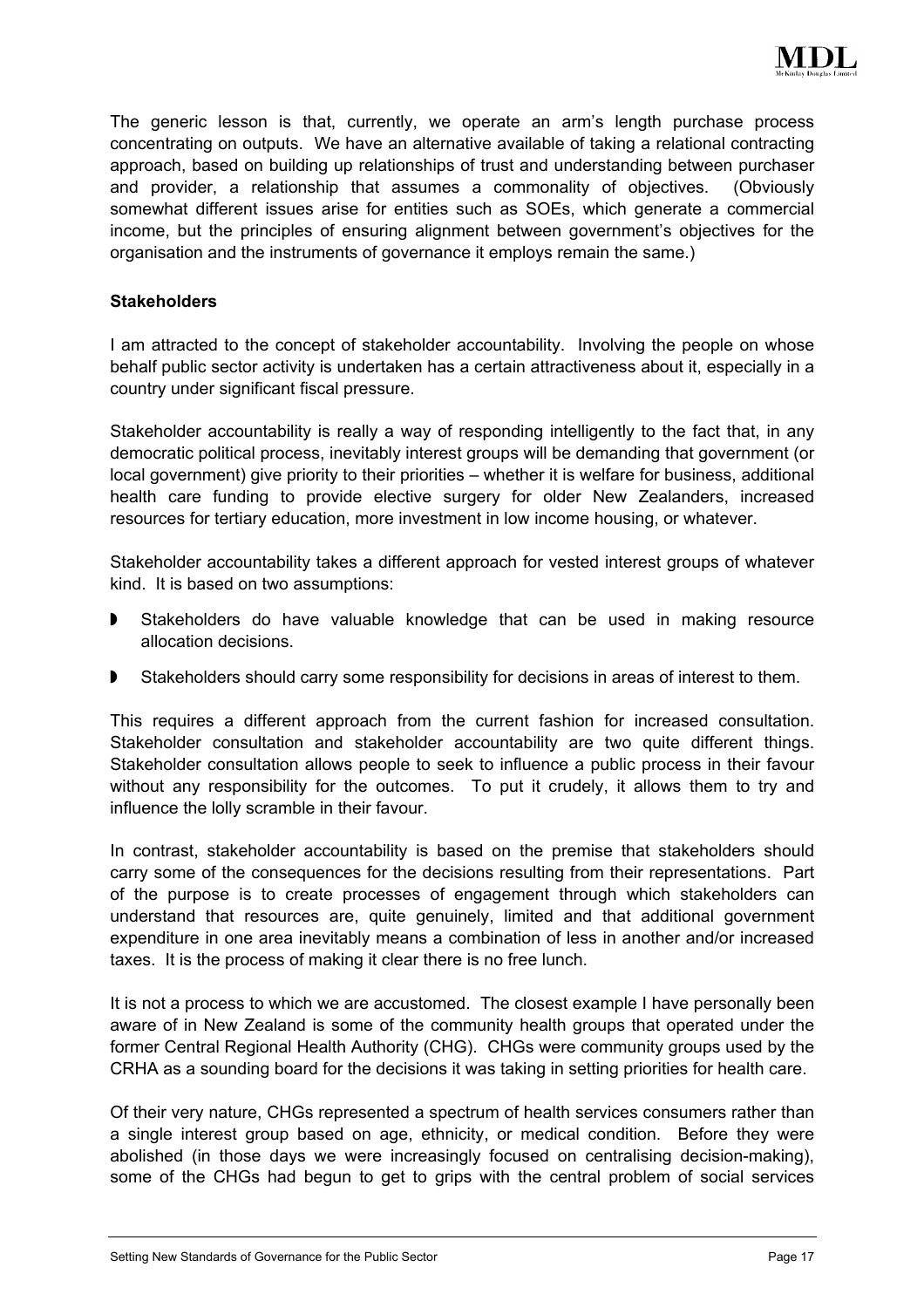The generic lesson is that, currently, we operate an arm's length purchase process concentrating on outputs. We have an alternative available of taking a relational contracting approach, based on building up relationships of trust and understanding between purchaser and provider, a relationship that assumes a commonality of objectives. (Obviously somewhat different issues arise for entities such as SOEs, which generate a commercial income, but the principles of ensuring alignment between government's objectives for the organisation and the instruments of governance it employs remain the same.)

**Stakeholders**

I am attracted to the concept of stakeholder accountability. Involving the people on whose behalf public sector activity is undertaken has a certain attractiveness about it, especially in a country under significant fiscal pressure.

Stakeholder accountability is really a way of responding intelligently to the fact that, in any democratic political process, inevitably interest groups will be demanding that government (or local government) give priority to their priorities – whether it is welfare for business, additional health care funding to provide elective surgery for older New Zealanders, increased resources for tertiary education, more investment in low income housing, or whatever.

Stakeholder accountability takes a different approach for vested interest groups of whatever kind. It is based on two assumptions:

- Stakeholders do have valuable knowledge that can be used in making resource allocation decisions.
- Stakeholders should carry some responsibility for decisions in areas of interest to them.

This requires a different approach from the current fashion for increased consultation. Stakeholder consultation and stakeholder accountability are two quite different things. Stakeholder consultation allows people to seek to influence a public process in their favour without any responsibility for the outcomes. To put it crudely, it allows them to try and influence the lolly scramble in their favour.

In contrast, stakeholder accountability is based on the premise that stakeholders should carry some of the consequences for the decisions resulting from their representations. Part of the purpose is to create processes of engagement through which stakeholders can understand that resources are, quite genuinely, limited and that additional government expenditure in one area inevitably means a combination of less in another and/or increased taxes. It is the process of making it clear there is no free lunch.

It is not a process to which we are accustomed. The closest example I have personally been aware of in New Zealand is some of the community health groups that operated under the former Central Regional Health Authority (CHG). CHGs were community groups used by the CRHA as a sounding board for the decisions it was taking in setting priorities for health care.

Of their very nature, CHGs represented a spectrum of health services consumers rather than a single interest group based on age, ethnicity, or medical condition. Before they were abolished (in those days we were increasingly focused on centralising decision-making), some of the CHGs had begun to get to grips with the central problem of social services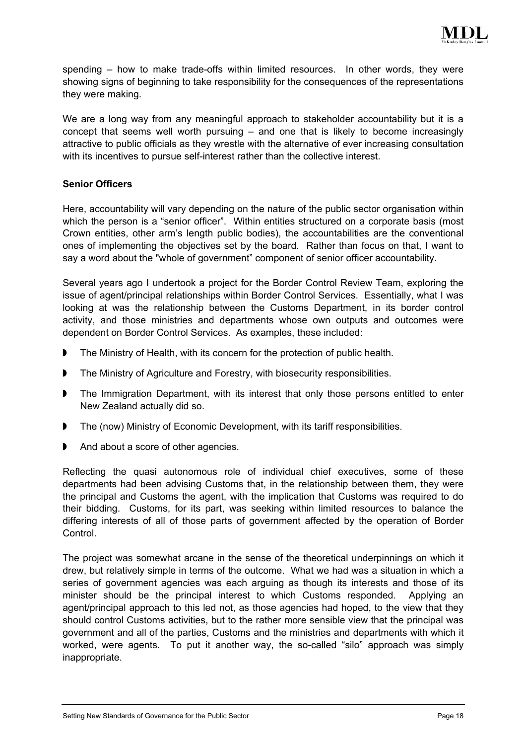spending – how to make trade-offs within limited resources. In other words, they were showing signs of beginning to take responsibility for the consequences of the representations they were making.

We are a long way from any meaningful approach to stakeholder accountability but it is a concept that seems well worth pursuing – and one that is likely to become increasingly attractive to public officials as they wrestle with the alternative of ever increasing consultation with its incentives to pursue self-interest rather than the collective interest.

**Senior Officers**

Here, accountability will vary depending on the nature of the public sector organisation within which the person is a "senior officer". Within entities structured on a corporate basis (most Crown entities, other arm's length public bodies), the accountabilities are the conventional ones of implementing the objectives set by the board. Rather than focus on that, I want to say a word about the "whole of government" component of senior officer accountability.

Several years ago I undertook a project for the Border Control Review Team, exploring the issue of agent/principal relationships within Border Control Services. Essentially, what I was looking at was the relationship between the Customs Department, in its border control activity, and those ministries and departments whose own outputs and outcomes were dependent on Border Control Services. As examples, these included:

- The Ministry of Health, with its concern for the protection of public health.
- The Ministry of Agriculture and Forestry, with biosecurity responsibilities.
- The Immigration Department, with its interest that only those persons entitled to enter New Zealand actually did so.
- The (now) Ministry of Economic Development, with its tariff responsibilities.
- And about a score of other agencies.

Reflecting the quasi autonomous role of individual chief executives, some of these departments had been advising Customs that, in the relationship between them, they were the principal and Customs the agent, with the implication that Customs was required to do their bidding. Customs, for its part, was seeking within limited resources to balance the differing interests of all of those parts of government affected by the operation of Border Control.

The project was somewhat arcane in the sense of the theoretical underpinnings on which it drew, but relatively simple in terms of the outcome. What we had was a situation in which a series of government agencies was each arguing as though its interests and those of its minister should be the principal interest to which Customs responded. Applying an agent/principal approach to this led not, as those agencies had hoped, to the view that they should control Customs activities, but to the rather more sensible view that the principal was government and all of the parties, Customs and the ministries and departments with which it worked, were agents. To put it another way, the so-called "silo" approach was simply inappropriate.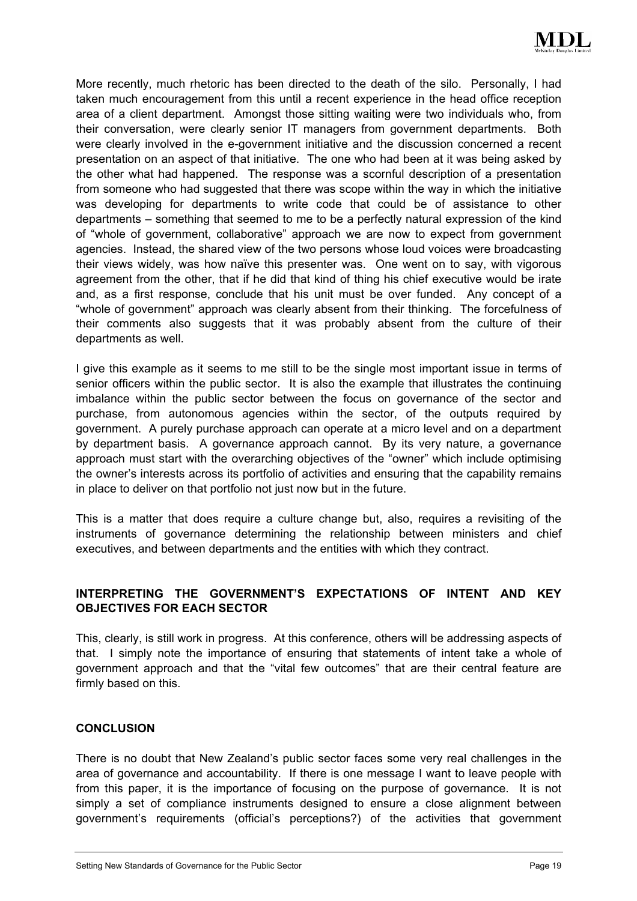More recently, much rhetoric has been directed to the death of the silo. Personally, I had taken much encouragement from this until a recent experience in the head office reception area of a client department. Amongst those sitting waiting were two individuals who, from their conversation, were clearly senior IT managers from government departments. Both were clearly involved in the e-government initiative and the discussion concerned a recent presentation on an aspect of that initiative. The one who had been at it was being asked by the other what had happened. The response was a scornful description of a presentation from someone who had suggested that there was scope within the way in which the initiative was developing for departments to write code that could be of assistance to other departments – something that seemed to me to be a perfectly natural expression of the kind of "whole of government, collaborative" approach we are now to expect from government agencies. Instead, the shared view of the two persons whose loud voices were broadcasting their views widely, was how naïve this presenter was. One went on to say, with vigorous agreement from the other, that if he did that kind of thing his chief executive would be irate and, as a first response, conclude that his unit must be over funded. Any concept of a "whole of government" approach was clearly absent from their thinking. The forcefulness of their comments also suggests that it was probably absent from the culture of their departments as well.

I give this example as it seems to me still to be the single most important issue in terms of senior officers within the public sector. It is also the example that illustrates the continuing imbalance within the public sector between the focus on governance of the sector and purchase, from autonomous agencies within the sector, of the outputs required by government. A purely purchase approach can operate at a micro level and on a department by department basis. A governance approach cannot. By its very nature, a governance approach must start with the overarching objectives of the "owner" which include optimising the owner's interests across its portfolio of activities and ensuring that the capability remains in place to deliver on that portfolio not just now but in the future.

This is a matter that does require a culture change but, also, requires a revisiting of the instruments of governance determining the relationship between ministers and chief executives, and between departments and the entities with which they contract.

## INTERPRETING THE GOVERNMENT'S EXPECTATIONS OF INTENT AND KEY OBJECTIVES FOR EACH SECTOR

This, clearly, is still work in progress. At this conference, others will be addressing aspects of that. I simply note the importance of ensuring that statements of intent take a whole of government approach and that the "vital few outcomes" that are their central feature are firmly based on this.

## CONCLUSION

There is no doubt that New Zealand's public sector faces some very real challenges in the area of governance and accountability. If there is one message I want to leave people with from this paper, it is the importance of focusing on the purpose of governance. It is not simply a set of compliance instruments designed to ensure a close alignment between government's requirements (official's perceptions?) of the activities that government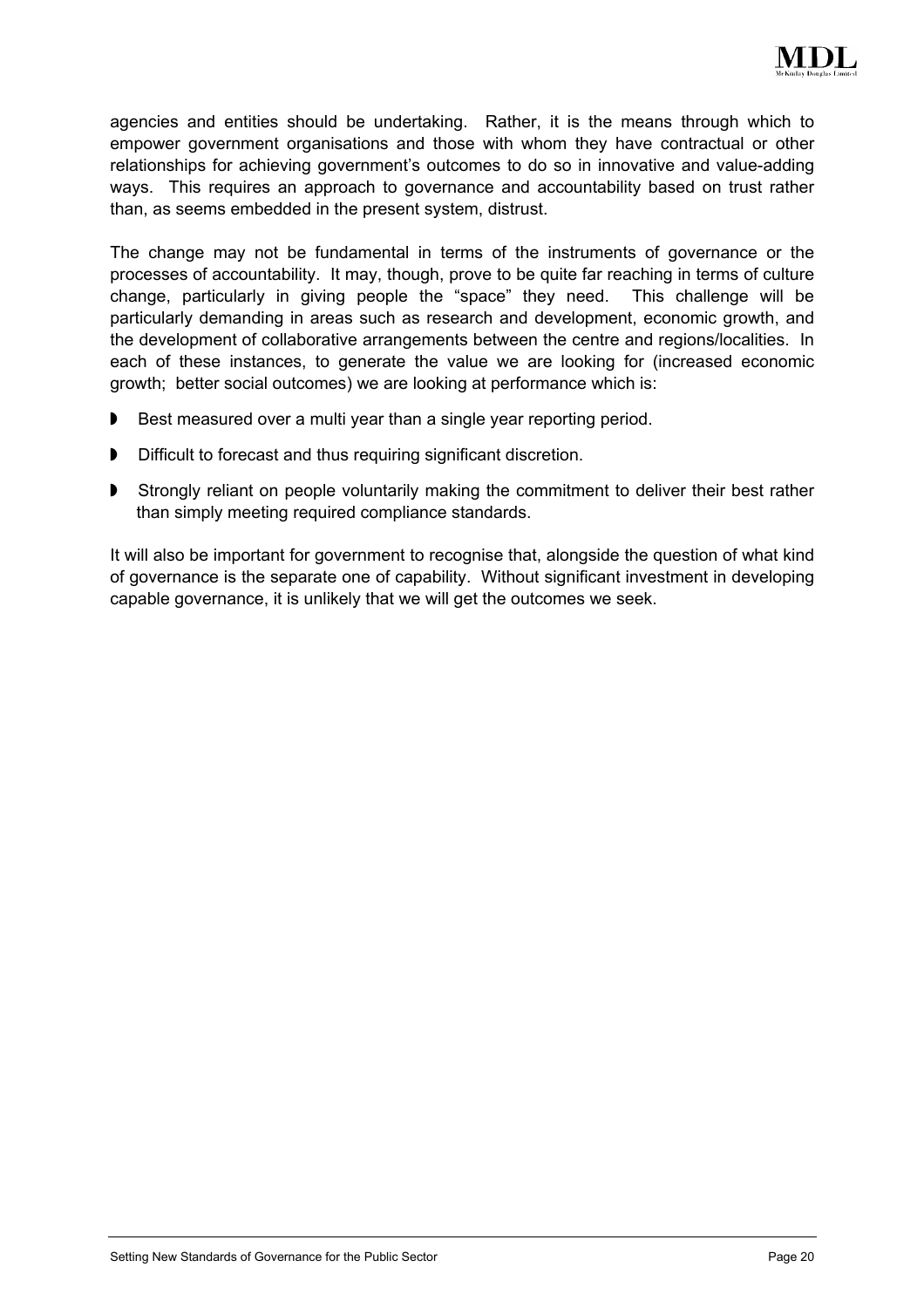agencies and entities should be undertaking. Rather, it is the means through which to empower government organisations and those with whom they have contractual or other relationships for achieving government's outcomes to do so in innovative and value-adding ways. This requires an approach to governance and accountability based on trust rather than, as seems embedded in the present system, distrust.

The change may not be fundamental in terms of the instruments of governance or the processes of accountability. It may, though, prove to be quite far reaching in terms of culture change, particularly in giving people the "space" they need. This challenge will be particularly demanding in areas such as research and development, economic growth, and the development of collaborative arrangements between the centre and regions/localities. In each of these instances, to generate the value we are looking for (increased economic growth; better social outcomes) we are looking at performance which is:

- Best measured over a multi year than a single year reporting period.
- Difficult to forecast and thus requiring significant discretion.
- Strongly reliant on people voluntarily making the commitment to deliver their best rather than simply meeting required compliance standards.

It will also be important for government to recognise that, alongside the question of what kind of governance is the separate one of capability. Without significant investment in developing capable governance, it is unlikely that we will get the outcomes we seek.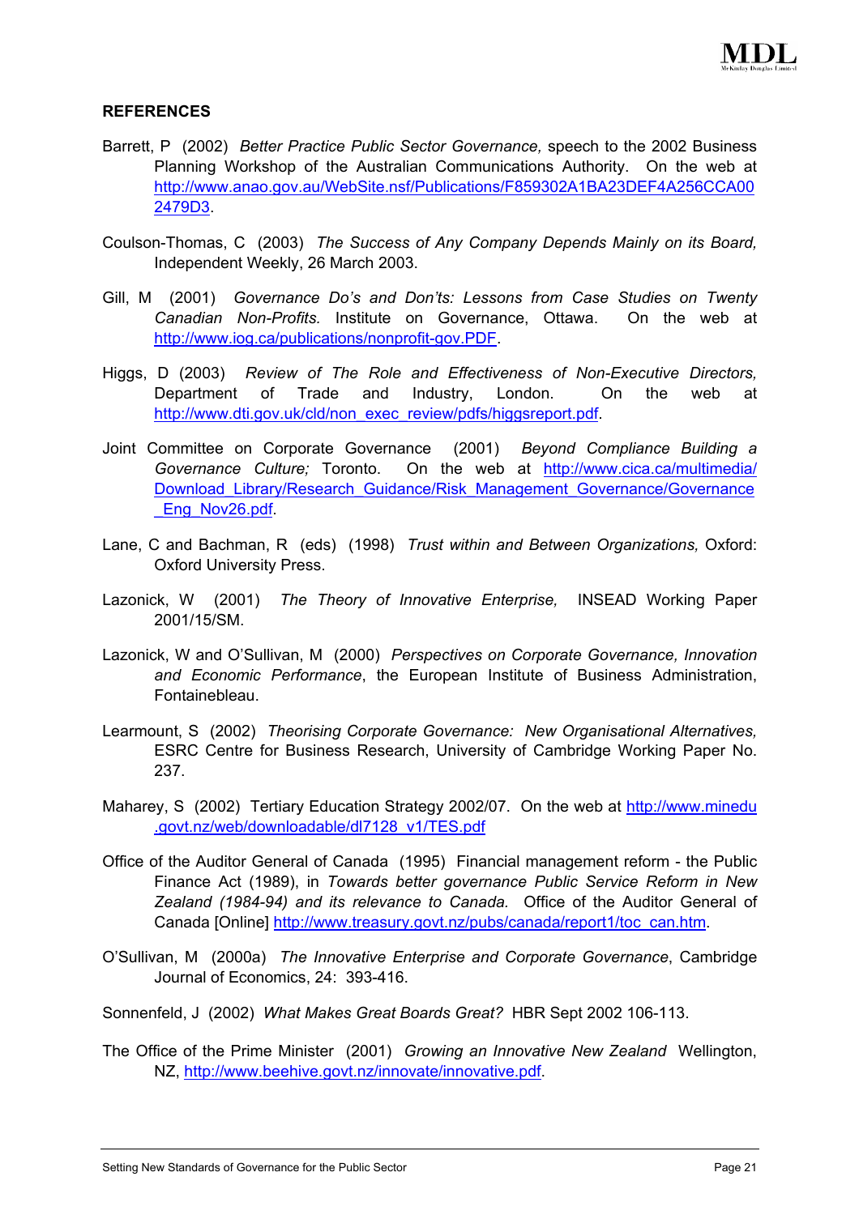**REFERENCES**

Barrett, P (2002) *Better Practice Public Sector Governance,* speech to the 2002 Business Planning Workshop of the Australian Communications Authority. On the web at http://www.anao.gov.au/WebSite.nsf/Publications/F859302A1BA23DEF4A256CCA002479D3.

Coulson-Thomas, C (2003) *The Success of Any Company Depends Mainly on its Board,* Independent Weekly, 26 March 2003.

Gill, M (2001) *Governance Do's and Don'ts: Lessons from Case Studies on Twenty Canadian Non-Profits.* Institute on Governance, Ottawa. On the web at http://www.iog.ca/publications/nonprofit-gov.PDF.

Higgs, D (2003) *Review of The Role and Effectiveness of Non-Executive Directors,* Department of Trade and Industry, London. On the web at http://www.dti.gov.uk/cld/non_exec_review/pdfs/higgsreport.pdf.

Joint Committee on Corporate Governance (2001) *Beyond Compliance Building a Governance Culture;* Toronto. On the web at http://www.cica.ca/multimedia/Download_Library/Research_Guidance/Risk_Management_Governance/Governance_Eng_Nov26.pdf.

Lane, C and Bachman, R (eds) (1998) *Trust within and Between Organizations,* Oxford: Oxford University Press.

Lazonick, W (2001) *The Theory of Innovative Enterprise,* INSEAD Working Paper 2001/15/SM.

Lazonick, W and O'Sullivan, M (2000) *Perspectives on Corporate Governance, Innovation and Economic Performance*, the European Institute of Business Administration, Fontainebleau.

Learmount, S (2002) *Theorising Corporate Governance: New Organisational Alternatives,* ESRC Centre for Business Research, University of Cambridge Working Paper No. 237.

Maharey, S (2002) Tertiary Education Strategy 2002/07. On the web at http://www.minedu.govt.nz/web/downloadable/dl7128_v1/TES.pdf

Office of the Auditor General of Canada (1995) Financial management reform - the Public Finance Act (1989), in *Towards better governance Public Service Reform in New Zealand (1984-94) and its relevance to Canada.* Office of the Auditor General of Canada [Online] http://www.treasury.govt.nz/pubs/canada/report1/toc_can.htm.

O'Sullivan, M (2000a) *The Innovative Enterprise and Corporate Governance*, Cambridge Journal of Economics, 24: 393-416.

Sonnenfeld, J (2002) *What Makes Great Boards Great?* HBR Sept 2002 106-113.

The Office of the Prime Minister (2001) *Growing an Innovative New Zealand* Wellington, NZ, http://www.beehive.govt.nz/innovate/innovative.pdf.